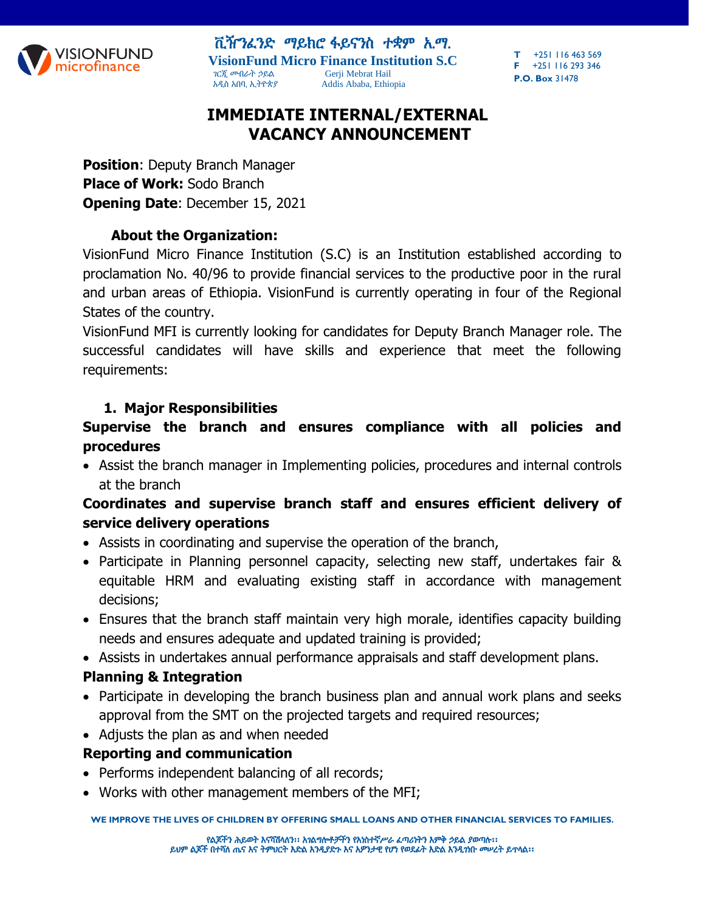ቪዥንፈንድ ማይክሮ ፋይናንስ ተቋም አ.ማ.
**VisionFund Micro Finance Institution S.C**
ገርጂ መብራት ኃይል Gerji Mebrat Hail
አዲስ አበባ, ኢትዮጵያ Addis Ababa, Ethiopia

**T** +251 116 463 569
**F** +251 116 293 346
**P.O. Box** 31478

# IMMEDIATE INTERNAL/EXTERNAL VACANCY ANNOUNCEMENT

**Position**: Deputy Branch Manager
**Place of Work:** Sodo Branch
**Opening Date**: December 15, 2021

### About the Organization:

VisionFund Micro Finance Institution (S.C) is an Institution established according to proclamation No. 40/96 to provide financial services to the productive poor in the rural and urban areas of Ethiopia. VisionFund is currently operating in four of the Regional States of the country.

VisionFund MFI is currently looking for candidates for Deputy Branch Manager role. The successful candidates will have skills and experience that meet the following requirements:

### 1. Major Responsibilities

**Supervise the branch and ensures compliance with all policies and procedures**

- Assist the branch manager in Implementing policies, procedures and internal controls at the branch

**Coordinates and supervise branch staff and ensures efficient delivery of service delivery operations**

- Assists in coordinating and supervise the operation of the branch,
- Participate in Planning personnel capacity, selecting new staff, undertakes fair & equitable HRM and evaluating existing staff in accordance with management decisions;
- Ensures that the branch staff maintain very high morale, identifies capacity building needs and ensures adequate and updated training is provided;
- Assists in undertakes annual performance appraisals and staff development plans.

**Planning & Integration**

- Participate in developing the branch business plan and annual work plans and seeks approval from the SMT on the projected targets and required resources;
- Adjusts the plan as and when needed

**Reporting and communication**

- Performs independent balancing of all records;
- Works with other management members of the MFI;

**WE IMPROVE THE LIVES OF CHILDREN BY OFFERING SMALL LOANS AND OTHER FINANCIAL SERVICES TO FAMILIES.**

የልጆችን ሕይወት እናሻሽላለን፡፡ አገልግሎቶቻችን የአነስተኛሥራ ፈጣሪነትን አቅም ኃይል ያወጣሉ፡፡
ይህም ልጆች በተሻለ ጤና እና ትምህርት እድል እንዲያድጉ እና አዎንታዊ የሆነ የወደፊት እድል እንዲገነቡ መሠረት ይጥላል፡፡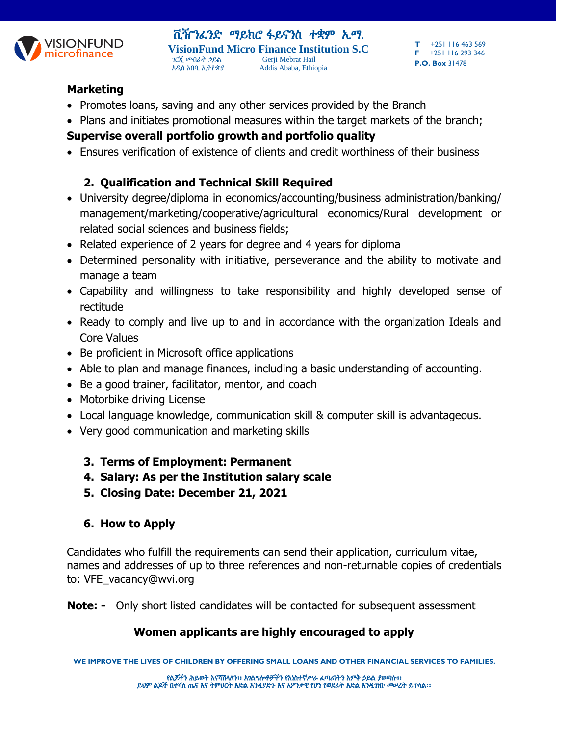**Marketing**

- Promotes loans, saving and any other services provided by the Branch
- Plans and initiates promotional measures within the target markets of the branch;

**Supervise overall portfolio growth and portfolio quality**

- Ensures verification of existence of clients and credit worthiness of their business

## 2. Qualification and Technical Skill Required

- University degree/diploma in economics/accounting/business administration/banking/management/marketing/cooperative/agricultural economics/Rural development or related social sciences and business fields;
- Related experience of 2 years for degree and 4 years for diploma
- Determined personality with initiative, perseverance and the ability to motivate and manage a team
- Capability and willingness to take responsibility and highly developed sense of rectitude
- Ready to comply and live up to and in accordance with the organization Ideals and Core Values
- Be proficient in Microsoft office applications
- Able to plan and manage finances, including a basic understanding of accounting.
- Be a good trainer, facilitator, mentor, and coach
- Motorbike driving License
- Local language knowledge, communication skill & computer skill is advantageous.
- Very good communication and marketing skills

## 3. Terms of Employment: Permanent

## 4. Salary: As per the Institution salary scale

## 5. Closing Date: December 21, 2021

## 6. How to Apply

Candidates who fulfill the requirements can send their application, curriculum vitae, names and addresses of up to three references and non-returnable copies of credentials to: VFE_vacancy@wvi.org

**Note: -** Only short listed candidates will be contacted for subsequent assessment

**Women applicants are highly encouraged to apply**